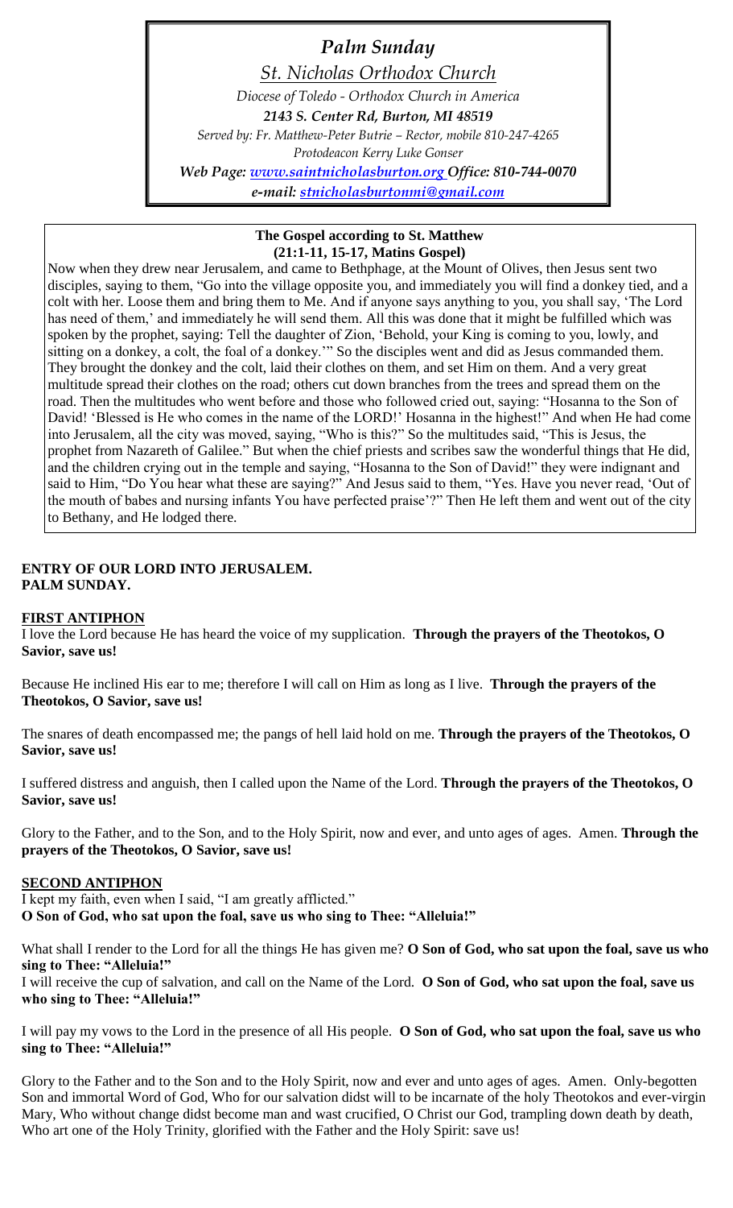# *Palm Sunday*

## *St. Nicholas Orthodox Church*

*Diocese of Toledo - Orthodox Church in America*

***2143 S. Center Rd, Burton, MI 48519***

*Served by: Fr. Matthew-Peter Butrie – Rector, mobile 810-247-4265*

*Protodeacon Kerry Luke Gonser*

***Web Page: [www.saintnicholasburton.org](http://www.saintnicholasburton.org) Office: 810-744-0070***

***e-mail: [stnicholasburtonmi@gmail.com](mailto:stnicholasburtonmi@gmail.com)***

**The Gospel according to St. Matthew**
**(21:1-11, 15-17, Matins Gospel)**

Now when they drew near Jerusalem, and came to Bethphage, at the Mount of Olives, then Jesus sent two disciples, saying to them, "Go into the village opposite you, and immediately you will find a donkey tied, and a colt with her. Loose them and bring them to Me. And if anyone says anything to you, you shall say, 'The Lord has need of them,' and immediately he will send them. All this was done that it might be fulfilled which was spoken by the prophet, saying: Tell the daughter of Zion, 'Behold, your King is coming to you, lowly, and sitting on a donkey, a colt, the foal of a donkey.'" So the disciples went and did as Jesus commanded them. They brought the donkey and the colt, laid their clothes on them, and set Him on them. And a very great multitude spread their clothes on the road; others cut down branches from the trees and spread them on the road. Then the multitudes who went before and those who followed cried out, saying: "Hosanna to the Son of David! 'Blessed is He who comes in the name of the LORD!' Hosanna in the highest!" And when He had come into Jerusalem, all the city was moved, saying, "Who is this?" So the multitudes said, "This is Jesus, the prophet from Nazareth of Galilee." But when the chief priests and scribes saw the wonderful things that He did, and the children crying out in the temple and saying, "Hosanna to the Son of David!" they were indignant and said to Him, "Do You hear what these are saying?" And Jesus said to them, "Yes. Have you never read, 'Out of the mouth of babes and nursing infants You have perfected praise'?" Then He left them and went out of the city to Bethany, and He lodged there.

**ENTRY OF OUR LORD INTO JERUSALEM.**
**PALM SUNDAY.**

**FIRST ANTIPHON**

I love the Lord because He has heard the voice of my supplication. **Through the prayers of the Theotokos, O Savior, save us!**

Because He inclined His ear to me; therefore I will call on Him as long as I live. **Through the prayers of the Theotokos, O Savior, save us!**

The snares of death encompassed me; the pangs of hell laid hold on me. **Through the prayers of the Theotokos, O Savior, save us!**

I suffered distress and anguish, then I called upon the Name of the Lord. **Through the prayers of the Theotokos, O Savior, save us!**

Glory to the Father, and to the Son, and to the Holy Spirit, now and ever, and unto ages of ages. Amen. **Through the prayers of the Theotokos, O Savior, save us!**

**SECOND ANTIPHON**

I kept my faith, even when I said, "I am greatly afflicted."
**O Son of God, who sat upon the foal, save us who sing to Thee: "Alleluia!"**

What shall I render to the Lord for all the things He has given me? **O Son of God, who sat upon the foal, save us who sing to Thee: "Alleluia!"**

I will receive the cup of salvation, and call on the Name of the Lord. **O Son of God, who sat upon the foal, save us who sing to Thee: "Alleluia!"**

I will pay my vows to the Lord in the presence of all His people. **O Son of God, who sat upon the foal, save us who sing to Thee: "Alleluia!"**

Glory to the Father and to the Son and to the Holy Spirit, now and ever and unto ages of ages. Amen. Only-begotten Son and immortal Word of God, Who for our salvation didst will to be incarnate of the holy Theotokos and ever-virgin Mary, Who without change didst become man and wast crucified, O Christ our God, trampling down death by death, Who art one of the Holy Trinity, glorified with the Father and the Holy Spirit: save us!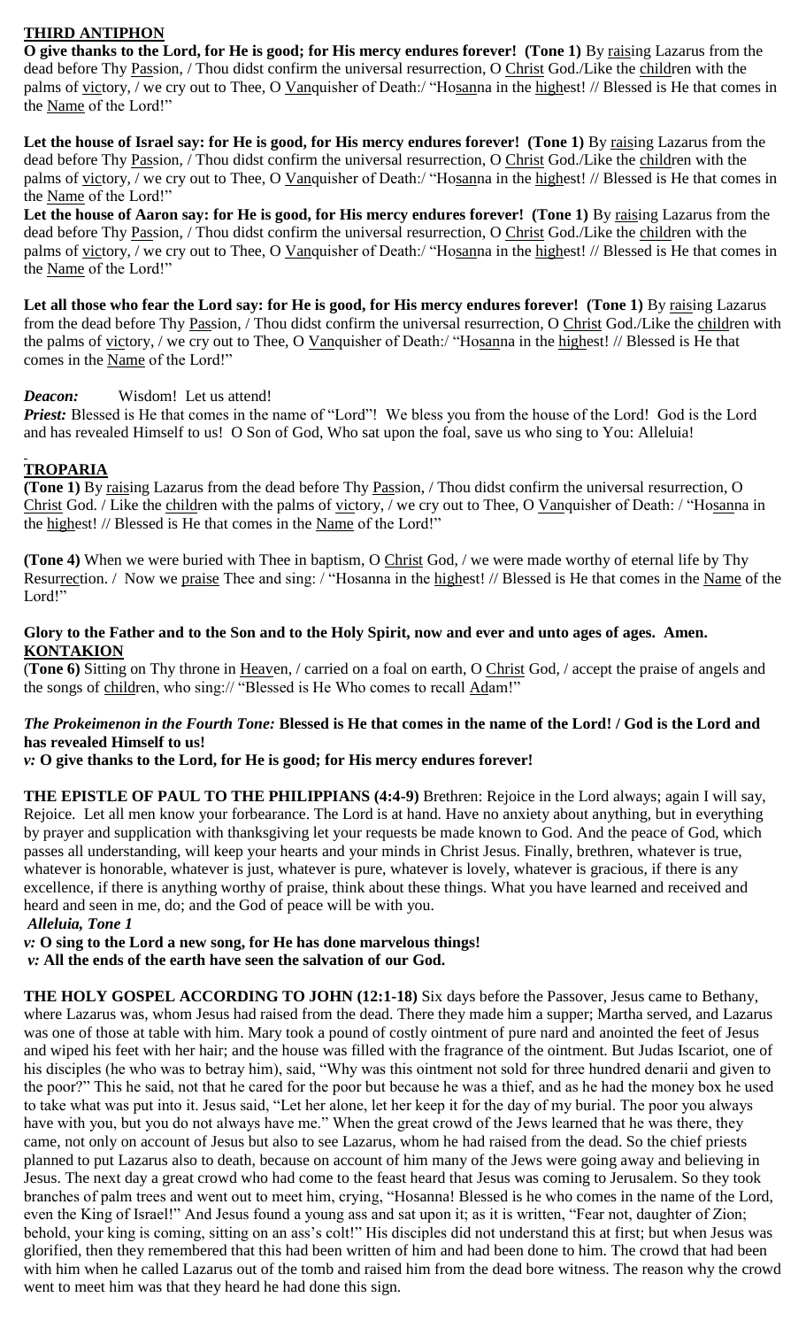## THIRD ANTIPHON

**O give thanks to the Lord, for He is good; for His mercy endures forever! (Tone 1)** By raising Lazarus from the dead before Thy Passion, / Thou didst confirm the universal resurrection, O Christ God./Like the children with the palms of victory, / we cry out to Thee, O Vanquisher of Death:/ "Hosanna in the highest! // Blessed is He that comes in the Name of the Lord!"

**Let the house of Israel say: for He is good, for His mercy endures forever! (Tone 1)** By raising Lazarus from the dead before Thy Passion, / Thou didst confirm the universal resurrection, O Christ God./Like the children with the palms of victory, / we cry out to Thee, O Vanquisher of Death:/ "Hosanna in the highest! // Blessed is He that comes in the Name of the Lord!"

**Let the house of Aaron say: for He is good, for His mercy endures forever! (Tone 1)** By raising Lazarus from the dead before Thy Passion, / Thou didst confirm the universal resurrection, O Christ God./Like the children with the palms of victory, / we cry out to Thee, O Vanquisher of Death:/ "Hosanna in the highest! // Blessed is He that comes in the Name of the Lord!"

**Let all those who fear the Lord say: for He is good, for His mercy endures forever! (Tone 1)** By raising Lazarus from the dead before Thy Passion, / Thou didst confirm the universal resurrection, O Christ God./Like the children with the palms of victory, / we cry out to Thee, O Vanquisher of Death:/ "Hosanna in the highest! // Blessed is He that comes in the Name of the Lord!"

***Deacon:*** Wisdom! Let us attend!

***Priest:*** Blessed is He that comes in the name of "Lord"! We bless you from the house of the Lord! God is the Lord and has revealed Himself to us! O Son of God, Who sat upon the foal, save us who sing to You: Alleluia!

## TROPARIA

**(Tone 1)** By raising Lazarus from the dead before Thy Passion, / Thou didst confirm the universal resurrection, O Christ God. / Like the children with the palms of victory, / we cry out to Thee, O Vanquisher of Death: / "Hosanna in the highest! // Blessed is He that comes in the Name of the Lord!"

**(Tone 4)** When we were buried with Thee in baptism, O Christ God, / we were made worthy of eternal life by Thy Resurrection. / Now we praise Thee and sing: / "Hosanna in the highest! // Blessed is He that comes in the Name of the Lord!"

**Glory to the Father and to the Son and to the Holy Spirit, now and ever and unto ages of ages. Amen.**

## KONTAKION

(**Tone 6**) Sitting on Thy throne in Heaven, / carried on a foal on earth, O Christ God, / accept the praise of angels and the songs of children, who sing:// "Blessed is He Who comes to recall Adam!"

***The Prokeimenon in the Fourth Tone:*** **Blessed is He that comes in the name of the Lord! / God is the Lord and has revealed Himself to us!**

***v:*** **O give thanks to the Lord, for He is good; for His mercy endures forever!**

**THE EPISTLE OF PAUL TO THE PHILIPPIANS (4:4-9)** Brethren: Rejoice in the Lord always; again I will say, Rejoice. Let all men know your forbearance. The Lord is at hand. Have no anxiety about anything, but in everything by prayer and supplication with thanksgiving let your requests be made known to God. And the peace of God, which passes all understanding, will keep your hearts and your minds in Christ Jesus. Finally, brethren, whatever is true, whatever is honorable, whatever is just, whatever is pure, whatever is lovely, whatever is gracious, if there is any excellence, if there is anything worthy of praise, think about these things. What you have learned and received and heard and seen in me, do; and the God of peace will be with you.

***Alleluia, Tone 1***

***v:*** **O sing to the Lord a new song, for He has done marvelous things!**

***v:*** **All the ends of the earth have seen the salvation of our God.**

**THE HOLY GOSPEL ACCORDING TO JOHN (12:1-18)** Six days before the Passover, Jesus came to Bethany, where Lazarus was, whom Jesus had raised from the dead. There they made him a supper; Martha served, and Lazarus was one of those at table with him. Mary took a pound of costly ointment of pure nard and anointed the feet of Jesus and wiped his feet with her hair; and the house was filled with the fragrance of the ointment. But Judas Iscariot, one of his disciples (he who was to betray him), said, "Why was this ointment not sold for three hundred denarii and given to the poor?" This he said, not that he cared for the poor but because he was a thief, and as he had the money box he used to take what was put into it. Jesus said, "Let her alone, let her keep it for the day of my burial. The poor you always have with you, but you do not always have me." When the great crowd of the Jews learned that he was there, they came, not only on account of Jesus but also to see Lazarus, whom he had raised from the dead. So the chief priests planned to put Lazarus also to death, because on account of him many of the Jews were going away and believing in Jesus. The next day a great crowd who had come to the feast heard that Jesus was coming to Jerusalem. So they took branches of palm trees and went out to meet him, crying, "Hosanna! Blessed is he who comes in the name of the Lord, even the King of Israel!" And Jesus found a young ass and sat upon it; as it is written, "Fear not, daughter of Zion; behold, your king is coming, sitting on an ass's colt!" His disciples did not understand this at first; but when Jesus was glorified, then they remembered that this had been written of him and had been done to him. The crowd that had been with him when he called Lazarus out of the tomb and raised him from the dead bore witness. The reason why the crowd went to meet him was that they heard he had done this sign.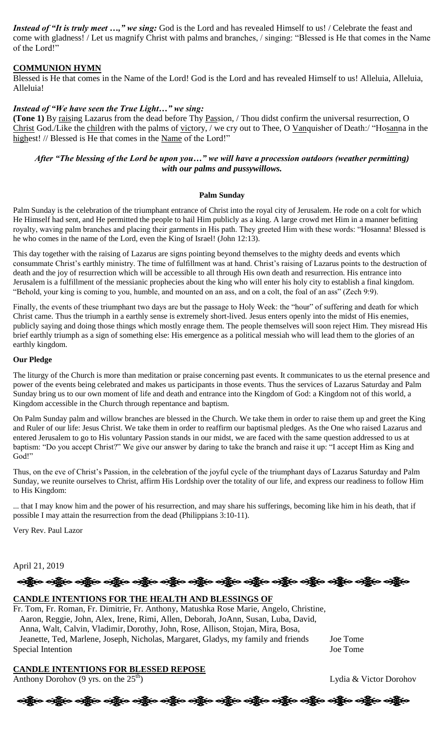***Instead of "It is truly meet …," we sing:*** God is the Lord and has revealed Himself to us! / Celebrate the feast and come with gladness! / Let us magnify Christ with palms and branches, / singing: "Blessed is He that comes in the Name of the Lord!"

**COMMUNION HYMN**

Blessed is He that comes in the Name of the Lord! God is the Lord and has revealed Himself to us! Alleluia, Alleluia, Alleluia!

***Instead of "We have seen the True Light…" we sing:***

**(Tone 1)** By raising Lazarus from the dead before Thy Passion, / Thou didst confirm the universal resurrection, O Christ God./Like the children with the palms of victory, / we cry out to Thee, O Vanquisher of Death:/ "Hosanna in the highest! // Blessed is He that comes in the Name of the Lord!"

***After "The blessing of the Lord be upon you…" we will have a procession outdoors (weather permitting) with our palms and pussywillows.***

**Palm Sunday**

Palm Sunday is the celebration of the triumphant entrance of Christ into the royal city of Jerusalem. He rode on a colt for which He Himself had sent, and He permitted the people to hail Him publicly as a king. A large crowd met Him in a manner befitting royalty, waving palm branches and placing their garments in His path. They greeted Him with these words: "Hosanna! Blessed is he who comes in the name of the Lord, even the King of Israel! (John 12:13).

This day together with the raising of Lazarus are signs pointing beyond themselves to the mighty deeds and events which consummate Christ's earthly ministry. The time of fulfillment was at hand. Christ's raising of Lazarus points to the destruction of death and the joy of resurrection which will be accessible to all through His own death and resurrection. His entrance into Jerusalem is a fulfillment of the messianic prophecies about the king who will enter his holy city to establish a final kingdom. "Behold, your king is coming to you, humble, and mounted on an ass, and on a colt, the foal of an ass" (Zech 9:9).

Finally, the events of these triumphant two days are but the passage to Holy Week: the "hour" of suffering and death for which Christ came. Thus the triumph in a earthly sense is extremely short-lived. Jesus enters openly into the midst of His enemies, publicly saying and doing those things which mostly enrage them. The people themselves will soon reject Him. They misread His brief earthly triumph as a sign of something else: His emergence as a political messiah who will lead them to the glories of an earthly kingdom.

**Our Pledge**

The liturgy of the Church is more than meditation or praise concerning past events. It communicates to us the eternal presence and power of the events being celebrated and makes us participants in those events. Thus the services of Lazarus Saturday and Palm Sunday bring us to our own moment of life and death and entrance into the Kingdom of God: a Kingdom not of this world, a Kingdom accessible in the Church through repentance and baptism.

On Palm Sunday palm and willow branches are blessed in the Church. We take them in order to raise them up and greet the King and Ruler of our life: Jesus Christ. We take them in order to reaffirm our baptismal pledges. As the One who raised Lazarus and entered Jerusalem to go to His voluntary Passion stands in our midst, we are faced with the same question addressed to us at baptism: "Do you accept Christ?" We give our answer by daring to take the branch and raise it up: "I accept Him as King and God!"

Thus, on the eve of Christ's Passion, in the celebration of the joyful cycle of the triumphant days of Lazarus Saturday and Palm Sunday, we reunite ourselves to Christ, affirm His Lordship over the totality of our life, and express our readiness to follow Him to His Kingdom:

... that I may know him and the power of his resurrection, and may share his sufferings, becoming like him in his death, that if possible I may attain the resurrection from the dead (Philippians 3:10-11).

Very Rev. Paul Lazor

April 21, 2019

**CANDLE INTENTIONS FOR THE HEALTH AND BLESSINGS OF**

Fr. Tom, Fr. Roman, Fr. Dimitrie, Fr. Anthony, Matushka Rose Marie, Angelo, Christine, Aaron, Reggie, John, Alex, Irene, Rimi, Allen, Deborah, JoAnn, Susan, Luba, David, Anna, Walt, Calvin, Vladimir, Dorothy, John, Rose, Allison, Stojan, Mira, Bosa, Jeanette, Ted, Marlene, Joseph, Nicholas, Margaret, Gladys, my family and friends — Joe Tome

Special Intention — Joe Tome

**CANDLE INTENTIONS FOR BLESSED REPOSE**

Anthony Dorohov (9 yrs. on the 25th) — Lydia & Victor Dorohov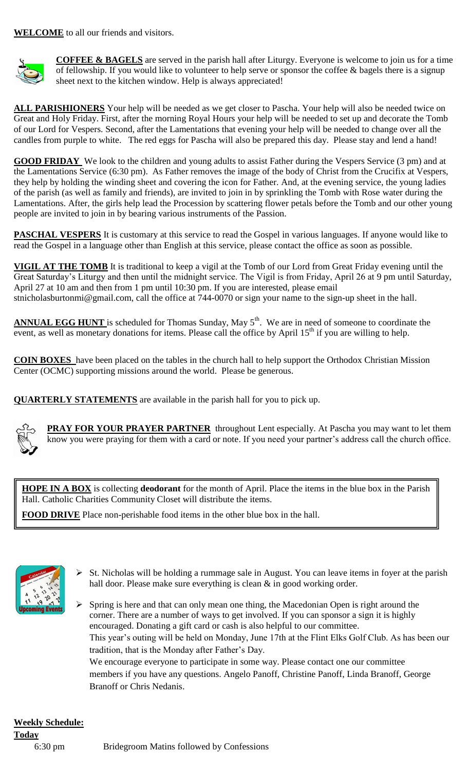**WELCOME** to all our friends and visitors.

**COFFEE & BAGELS** are served in the parish hall after Liturgy. Everyone is welcome to join us for a time of fellowship. If you would like to volunteer to help serve or sponsor the coffee & bagels there is a signup sheet next to the kitchen window. Help is always appreciated!

**ALL PARISHIONERS** Your help will be needed as we get closer to Pascha. Your help will also be needed twice on Great and Holy Friday. First, after the morning Royal Hours your help will be needed to set up and decorate the Tomb of our Lord for Vespers. Second, after the Lamentations that evening your help will be needed to change over all the candles from purple to white. The red eggs for Pascha will also be prepared this day. Please stay and lend a hand!

**GOOD FRIDAY** We look to the children and young adults to assist Father during the Vespers Service (3 pm) and at the Lamentations Service (6:30 pm). As Father removes the image of the body of Christ from the Crucifix at Vespers, they help by holding the winding sheet and covering the icon for Father. And, at the evening service, the young ladies of the parish (as well as family and friends), are invited to join in by sprinkling the Tomb with Rose water during the Lamentations. After, the girls help lead the Procession by scattering flower petals before the Tomb and our other young people are invited to join in by bearing various instruments of the Passion.

**PASCHAL VESPERS** It is customary at this service to read the Gospel in various languages. If anyone would like to read the Gospel in a language other than English at this service, please contact the office as soon as possible.

**VIGIL AT THE TOMB** It is traditional to keep a vigil at the Tomb of our Lord from Great Friday evening until the Great Saturday's Liturgy and then until the midnight service. The Vigil is from Friday, April 26 at 9 pm until Saturday, April 27 at 10 am and then from 1 pm until 10:30 pm. If you are interested, please email stnicholasburtonmi@gmail.com, call the office at 744-0070 or sign your name to the sign-up sheet in the hall.

**ANNUAL EGG HUNT** is scheduled for Thomas Sunday, May 5th. We are in need of someone to coordinate the event, as well as monetary donations for items. Please call the office by April 15th if you are willing to help.

**COIN BOXES** have been placed on the tables in the church hall to help support the Orthodox Christian Mission Center (OCMC) supporting missions around the world. Please be generous.

**QUARTERLY STATEMENTS** are available in the parish hall for you to pick up.

**PRAY FOR YOUR PRAYER PARTNER** throughout Lent especially. At Pascha you may want to let them know you were praying for them with a card or note. If you need your partner's address call the church office.

**HOPE IN A BOX** is collecting **deodorant** for the month of April. Place the items in the blue box in the Parish Hall. Catholic Charities Community Closet will distribute the items.

**FOOD DRIVE** Place non-perishable food items in the other blue box in the hall.

- St. Nicholas will be holding a rummage sale in August. You can leave items in foyer at the parish hall door. Please make sure everything is clean & in good working order.
- Spring is here and that can only mean one thing, the Macedonian Open is right around the corner. There are a number of ways to get involved. If you can sponsor a sign it is highly encouraged. Donating a gift card or cash is also helpful to our committee.

  This year's outing will be held on Monday, June 17th at the Flint Elks Golf Club. As has been our tradition, that is the Monday after Father's Day.

  We encourage everyone to participate in some way. Please contact one our committee members if you have any questions. Angelo Panoff, Christine Panoff, Linda Branoff, George Branoff or Chris Nedanis.

**Weekly Schedule:**

**Today**

6:30 pm Bridegroom Matins followed by Confessions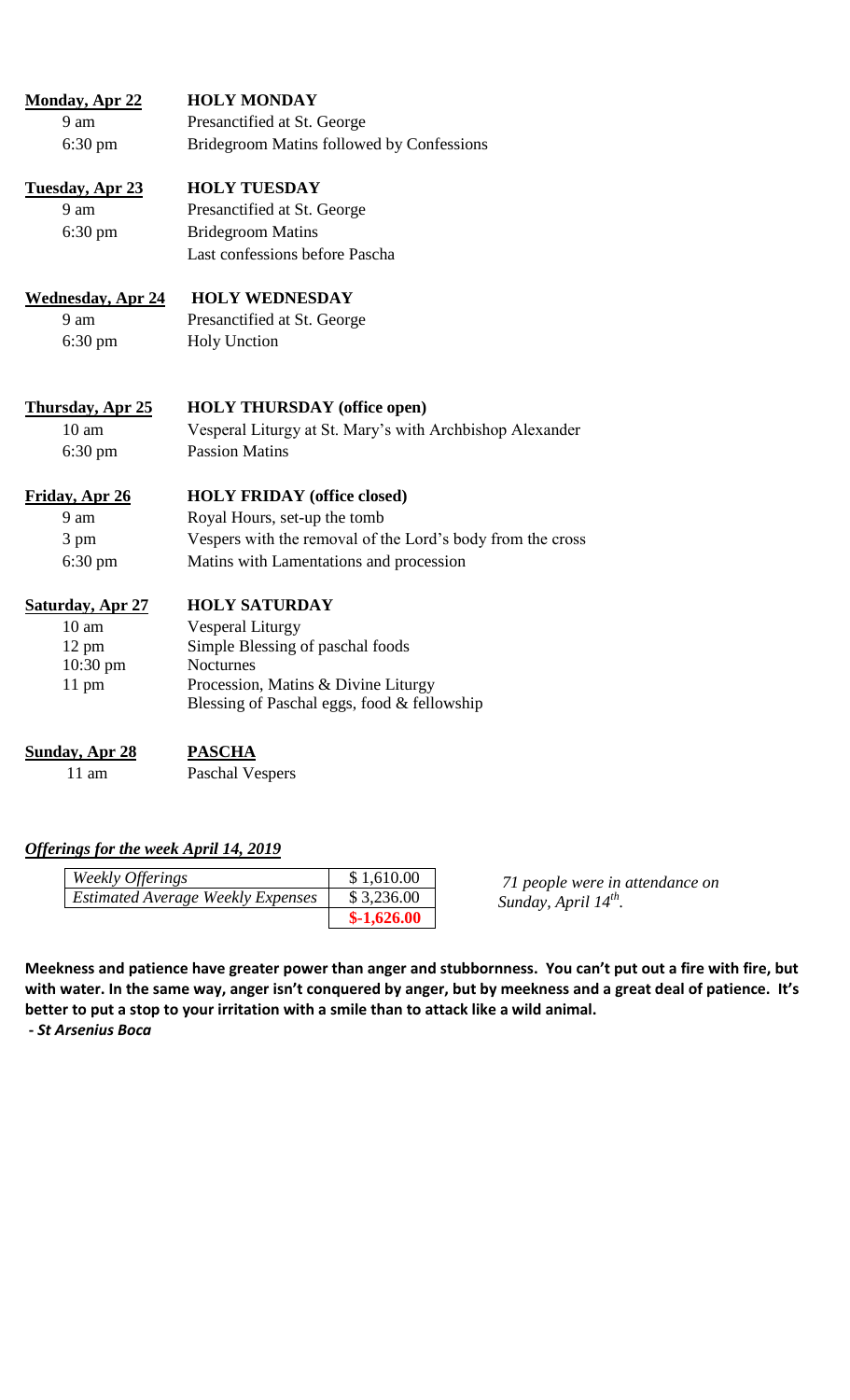**Monday, Apr 22** **HOLY MONDAY**

9 am Presanctified at St. George

6:30 pm Bridegroom Matins followed by Confessions

**Tuesday, Apr 23** **HOLY TUESDAY**

9 am Presanctified at St. George

6:30 pm Bridegroom Matins

Last confessions before Pascha

**Wednesday, Apr 24** **HOLY WEDNESDAY**

9 am Presanctified at St. George

6:30 pm Holy Unction

**Thursday, Apr 25** **HOLY THURSDAY (office open)**

10 am Vesperal Liturgy at St. Mary's with Archbishop Alexander

6:30 pm Passion Matins

**Friday, Apr 26** **HOLY FRIDAY (office closed)**

9 am Royal Hours, set-up the tomb

3 pm Vespers with the removal of the Lord's body from the cross

6:30 pm Matins with Lamentations and procession

**Saturday, Apr 27** **HOLY SATURDAY**

10 am Vesperal Liturgy

12 pm Simple Blessing of paschal foods

10:30 pm Nocturnes

11 pm Procession, Matins & Divine Liturgy

Blessing of Paschal eggs, food & fellowship

**Sunday, Apr 28** **PASCHA**

11 am Paschal Vespers

***Offerings for the week April 14, 2019***

| | |
|---|---|
| *Weekly Offerings* | $ 1,610.00 |
| *Estimated Average Weekly Expenses* | $ 3,236.00 |
| | $-1,626.00 |

*71 people were in attendance on Sunday, April 14th.*

**Meekness and patience have greater power than anger and stubbornness. You can't put out a fire with fire, but with water. In the same way, anger isn't conquered by anger, but by meekness and a great deal of patience. It's better to put a stop to your irritation with a smile than to attack like a wild animal.**

***- St Arsenius Boca***